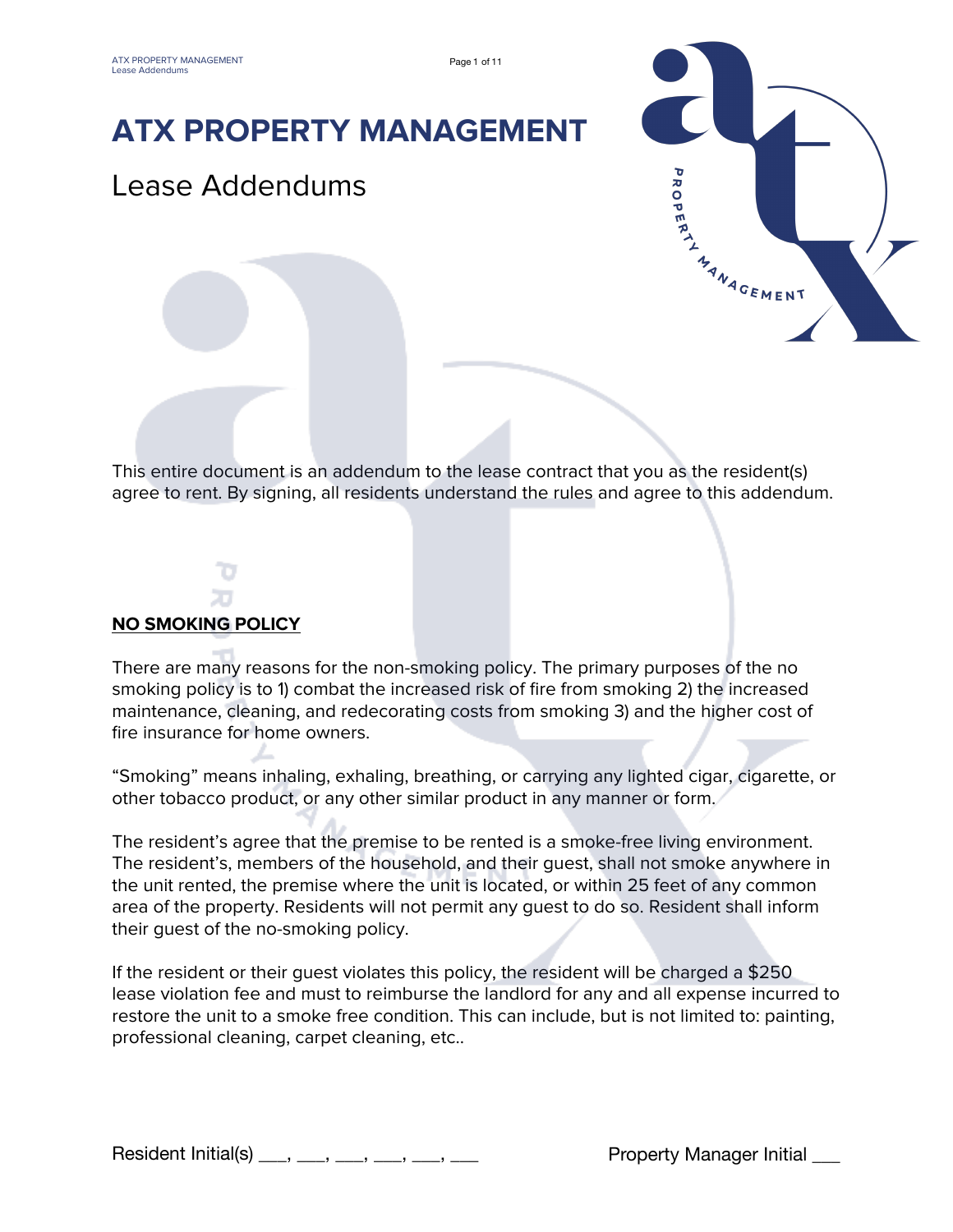# ATX PROPERTY MANAGEMENT

## Lease Addendums

This entire document is an addendum to the lease contract that you as the resident(s) agree to rent. By signing, all residents understand the rules and agree to this addendum.

**NO SMOKING POLICY**

There are many reasons for the non-smoking policy. The primary purposes of the no smoking policy is to 1) combat the increased risk of fire from smoking 2) the increased maintenance, cleaning, and redecorating costs from smoking 3) and the higher cost of fire insurance for home owners.

"Smoking" means inhaling, exhaling, breathing, or carrying any lighted cigar, cigarette, or other tobacco product, or any other similar product in any manner or form.

The resident's agree that the premise to be rented is a smoke-free living environment. The resident's, members of the household, and their guest, shall not smoke anywhere in the unit rented, the premise where the unit is located, or within 25 feet of any common area of the property. Residents will not permit any guest to do so. Resident shall inform their guest of the no-smoking policy.

If the resident or their guest violates this policy, the resident will be charged a $250 lease violation fee and must to reimburse the landlord for any and all expense incurred to restore the unit to a smoke free condition. This can include, but is not limited to: painting, professional cleaning, carpet cleaning, etc..

Resident Initial(s) ___, ___, ___, ___, ___, ___ Property Manager Initial ___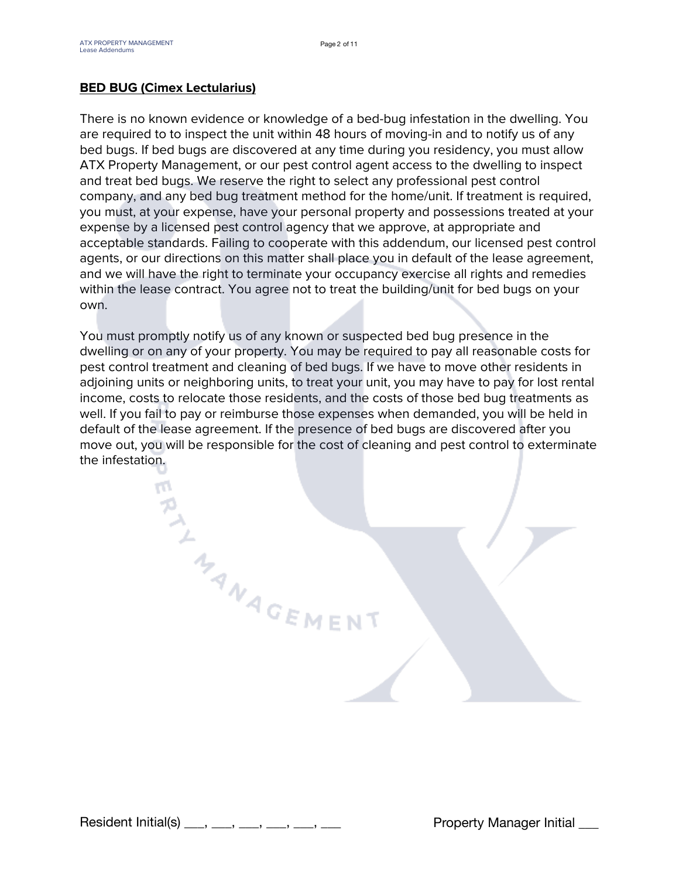**BED BUG (Cimex Lectularius)**

There is no known evidence or knowledge of a bed-bug infestation in the dwelling. You are required to to inspect the unit within 48 hours of moving-in and to notify us of any bed bugs. If bed bugs are discovered at any time during you residency, you must allow ATX Property Management, or our pest control agent access to the dwelling to inspect and treat bed bugs. We reserve the right to select any professional pest control company, and any bed bug treatment method for the home/unit. If treatment is required, you must, at your expense, have your personal property and possessions treated at your expense by a licensed pest control agency that we approve, at appropriate and acceptable standards. Failing to cooperate with this addendum, our licensed pest control agents, or our directions on this matter shall place you in default of the lease agreement, and we will have the right to terminate your occupancy exercise all rights and remedies within the lease contract. You agree not to treat the building/unit for bed bugs on your own.

You must promptly notify us of any known or suspected bed bug presence in the dwelling or on any of your property. You may be required to pay all reasonable costs for pest control treatment and cleaning of bed bugs. If we have to move other residents in adjoining units or neighboring units, to treat your unit, you may have to pay for lost rental income, costs to relocate those residents, and the costs of those bed bug treatments as well. If you fail to pay or reimburse those expenses when demanded, you will be held in default of the lease agreement. If the presence of bed bugs are discovered after you move out, you will be responsible for the cost of cleaning and pest control to exterminate the infestation.

Resident Initial(s) ___, ___, ___, ___, ___, ___ Property Manager Initial ___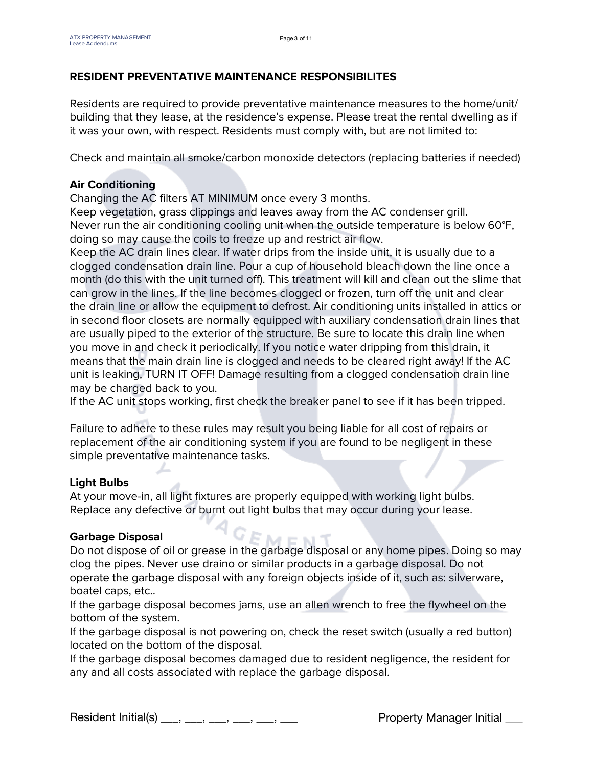## RESIDENT PREVENTATIVE MAINTENANCE RESPONSIBILITES

Residents are required to provide preventative maintenance measures to the home/unit/building that they lease, at the residence's expense. Please treat the rental dwelling as if it was your own, with respect. Residents must comply with, but are not limited to:

Check and maintain all smoke/carbon monoxide detectors (replacing batteries if needed)

**Air Conditioning**

Changing the AC filters AT MINIMUM once every 3 months.
Keep vegetation, grass clippings and leaves away from the AC condenser grill.
Never run the air conditioning cooling unit when the outside temperature is below 60°F, doing so may cause the coils to freeze up and restrict air flow.
Keep the AC drain lines clear. If water drips from the inside unit, it is usually due to a clogged condensation drain line. Pour a cup of household bleach down the line once a month (do this with the unit turned off). This treatment will kill and clean out the slime that can grow in the lines. If the line becomes clogged or frozen, turn off the unit and clear the drain line or allow the equipment to defrost. Air conditioning units installed in attics or in second floor closets are normally equipped with auxiliary condensation drain lines that are usually piped to the exterior of the structure. Be sure to locate this drain line when you move in and check it periodically. If you notice water dripping from this drain, it means that the main drain line is clogged and needs to be cleared right away! If the AC unit is leaking, TURN IT OFF! Damage resulting from a clogged condensation drain line may be charged back to you.
If the AC unit stops working, first check the breaker panel to see if it has been tripped.

Failure to adhere to these rules may result you being liable for all cost of repairs or replacement of the air conditioning system if you are found to be negligent in these simple preventative maintenance tasks.

**Light Bulbs**

At your move-in, all light fixtures are properly equipped with working light bulbs.
Replace any defective or burnt out light bulbs that may occur during your lease.

**Garbage Disposal**

Do not dispose of oil or grease in the garbage disposal or any home pipes. Doing so may clog the pipes. Never use draino or similar products in a garbage disposal. Do not operate the garbage disposal with any foreign objects inside of it, such as: silverware, boatel caps, etc..
If the garbage disposal becomes jams, use an allen wrench to free the flywheel on the bottom of the system.
If the garbage disposal is not powering on, check the reset switch (usually a red button) located on the bottom of the disposal.
If the garbage disposal becomes damaged due to resident negligence, the resident for any and all costs associated with replace the garbage disposal.

Resident Initial(s) ___, ___, ___, ___, ___, ___     Property Manager Initial ___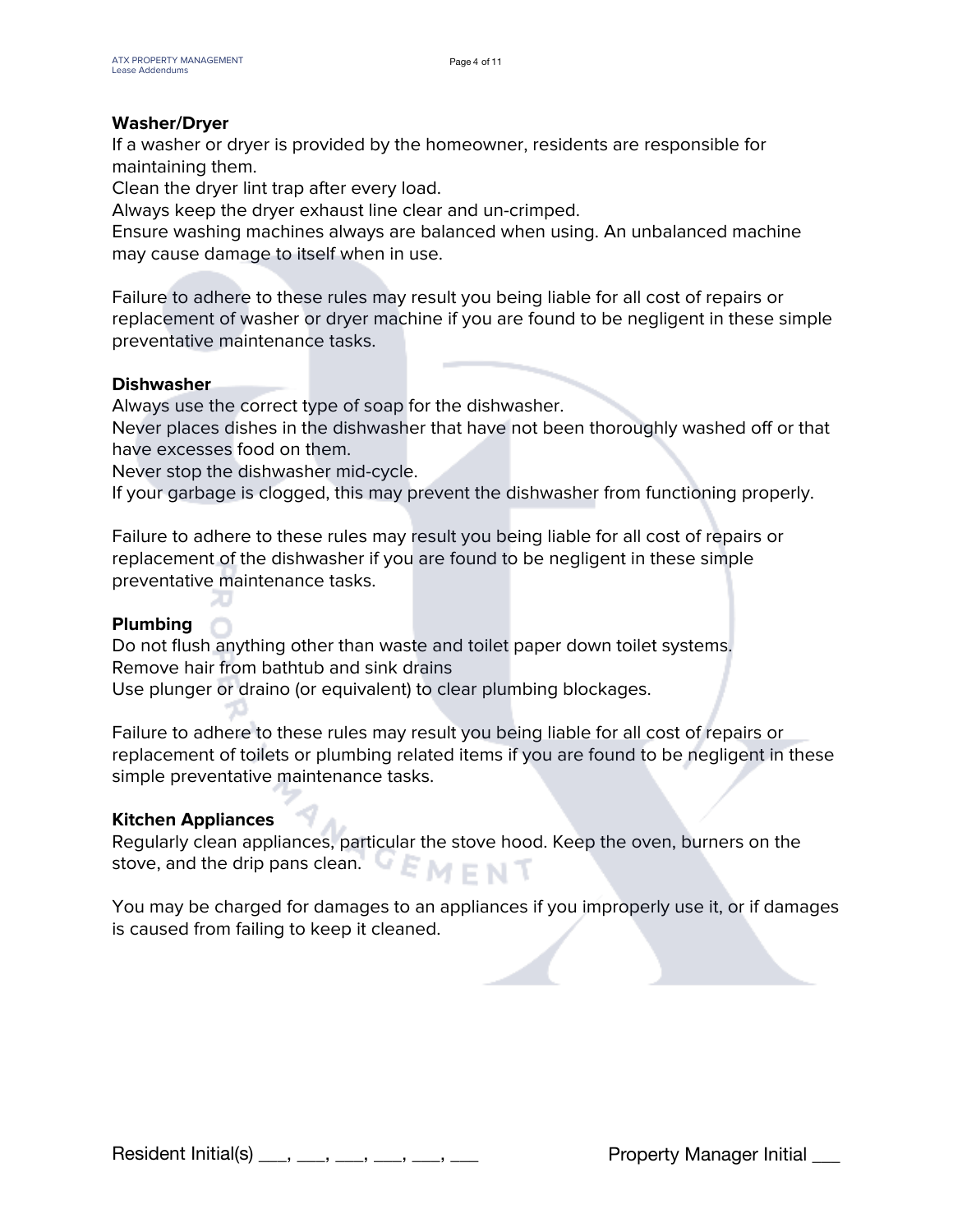**Washer/Dryer**

If a washer or dryer is provided by the homeowner, residents are responsible for maintaining them.
Clean the dryer lint trap after every load.
Always keep the dryer exhaust line clear and un-crimped.
Ensure washing machines always are balanced when using. An unbalanced machine may cause damage to itself when in use.

Failure to adhere to these rules may result you being liable for all cost of repairs or replacement of washer or dryer machine if you are found to be negligent in these simple preventative maintenance tasks.

**Dishwasher**

Always use the correct type of soap for the dishwasher.
Never places dishes in the dishwasher that have not been thoroughly washed off or that have excesses food on them.
Never stop the dishwasher mid-cycle.
If your garbage is clogged, this may prevent the dishwasher from functioning properly.

Failure to adhere to these rules may result you being liable for all cost of repairs or replacement of the dishwasher if you are found to be negligent in these simple preventative maintenance tasks.

**Plumbing**

Do not flush anything other than waste and toilet paper down toilet systems.
Remove hair from bathtub and sink drains
Use plunger or draino (or equivalent) to clear plumbing blockages.

Failure to adhere to these rules may result you being liable for all cost of repairs or replacement of toilets or plumbing related items if you are found to be negligent in these simple preventative maintenance tasks.

**Kitchen Appliances**

Regularly clean appliances, particular the stove hood. Keep the oven, burners on the stove, and the drip pans clean.

You may be charged for damages to an appliances if you improperly use it, or if damages is caused from failing to keep it cleaned.

Resident Initial(s) ___, ___, ___, ___, ___, ___ Property Manager Initial ___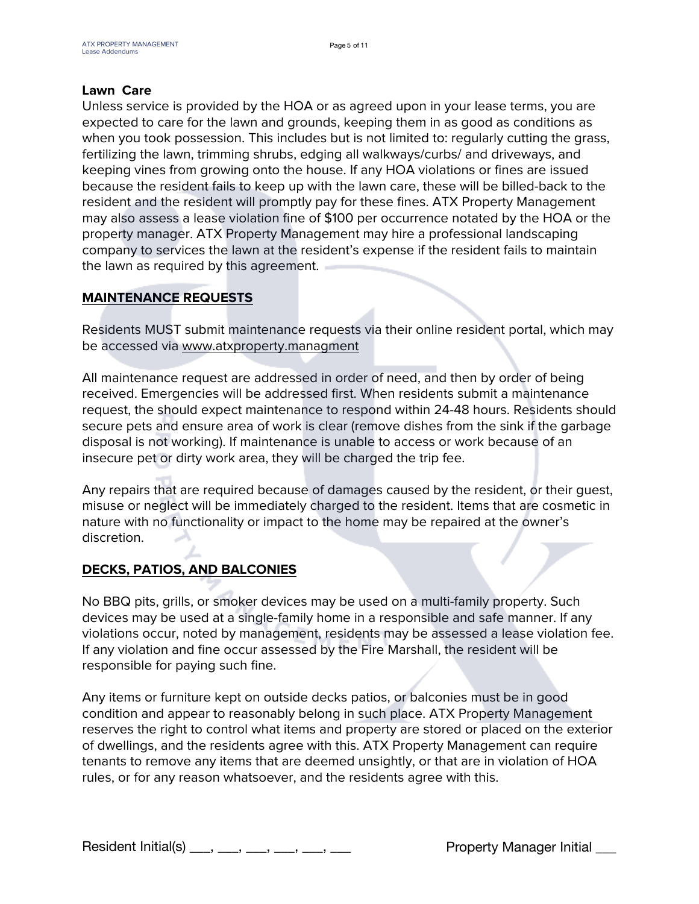**Lawn  Care**

Unless service is provided by the HOA or as agreed upon in your lease terms, you are expected to care for the lawn and grounds, keeping them in as good as conditions as when you took possession. This includes but is not limited to: regularly cutting the grass, fertilizing the lawn, trimming shrubs, edging all walkways/curbs/ and driveways, and keeping vines from growing onto the house. If any HOA violations or fines are issued because the resident fails to keep up with the lawn care, these will be billed-back to the resident and the resident will promptly pay for these fines. ATX Property Management may also assess a lease violation fine of $100 per occurrence notated by the HOA or the property manager. ATX Property Management may hire a professional landscaping company to services the lawn at the resident's expense if the resident fails to maintain the lawn as required by this agreement.

**MAINTENANCE REQUESTS**

Residents MUST submit maintenance requests via their online resident portal, which may be accessed via www.atxproperty.managment

All maintenance request are addressed in order of need, and then by order of being received. Emergencies will be addressed first. When residents submit a maintenance request, the should expect maintenance to respond within 24-48 hours. Residents should secure pets and ensure area of work is clear (remove dishes from the sink if the garbage disposal is not working). If maintenance is unable to access or work because of an insecure pet or dirty work area, they will be charged the trip fee.

Any repairs that are required because of damages caused by the resident, or their guest, misuse or neglect will be immediately charged to the resident. Items that are cosmetic in nature with no functionality or impact to the home may be repaired at the owner's discretion.

**DECKS, PATIOS, AND BALCONIES**

No BBQ pits, grills, or smoker devices may be used on a multi-family property. Such devices may be used at a single-family home in a responsible and safe manner. If any violations occur, noted by management, residents may be assessed a lease violation fee. If any violation and fine occur assessed by the Fire Marshall, the resident will be responsible for paying such fine.

Any items or furniture kept on outside decks patios, or balconies must be in good condition and appear to reasonably belong in such place. ATX Property Management reserves the right to control what items and property are stored or placed on the exterior of dwellings, and the residents agree with this. ATX Property Management can require tenants to remove any items that are deemed unsightly, or that are in violation of HOA rules, or for any reason whatsoever, and the residents agree with this.

Resident Initial(s) ___, ___, ___, ___, ___, ___ Property Manager Initial ___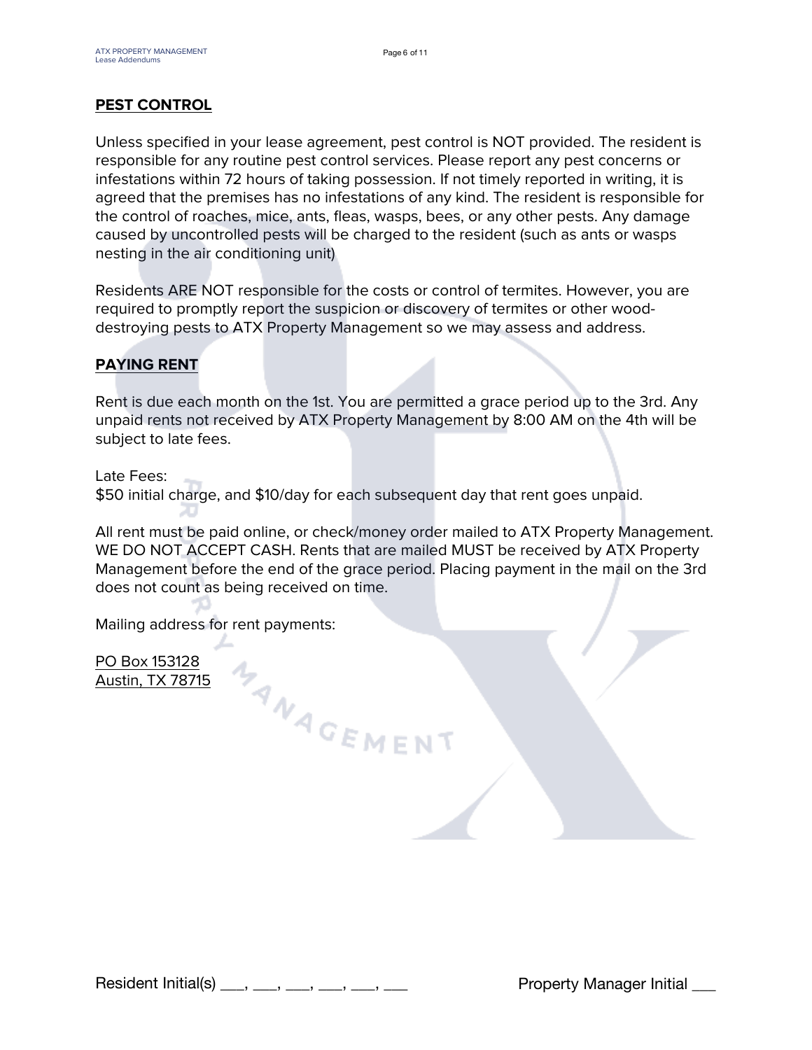## PEST CONTROL

Unless specified in your lease agreement, pest control is NOT provided. The resident is responsible for any routine pest control services. Please report any pest concerns or infestations within 72 hours of taking possession. If not timely reported in writing, it is agreed that the premises has no infestations of any kind. The resident is responsible for the control of roaches, mice, ants, fleas, wasps, bees, or any other pests. Any damage caused by uncontrolled pests will be charged to the resident (such as ants or wasps nesting in the air conditioning unit)

Residents ARE NOT responsible for the costs or control of termites. However, you are required to promptly report the suspicion or discovery of termites or other wood-destroying pests to ATX Property Management so we may assess and address.

## PAYING RENT

Rent is due each month on the 1st. You are permitted a grace period up to the 3rd. Any unpaid rents not received by ATX Property Management by 8:00 AM on the 4th will be subject to late fees.

Late Fees:
$50 initial charge, and $10/day for each subsequent day that rent goes unpaid.

All rent must be paid online, or check/money order mailed to ATX Property Management. WE DO NOT ACCEPT CASH. Rents that are mailed MUST be received by ATX Property Management before the end of the grace period. Placing payment in the mail on the 3rd does not count as being received on time.

Mailing address for rent payments:

PO Box 153128
Austin, TX 78715

Resident Initial(s) ___, ___, ___, ___, ___, ___ Property Manager Initial ___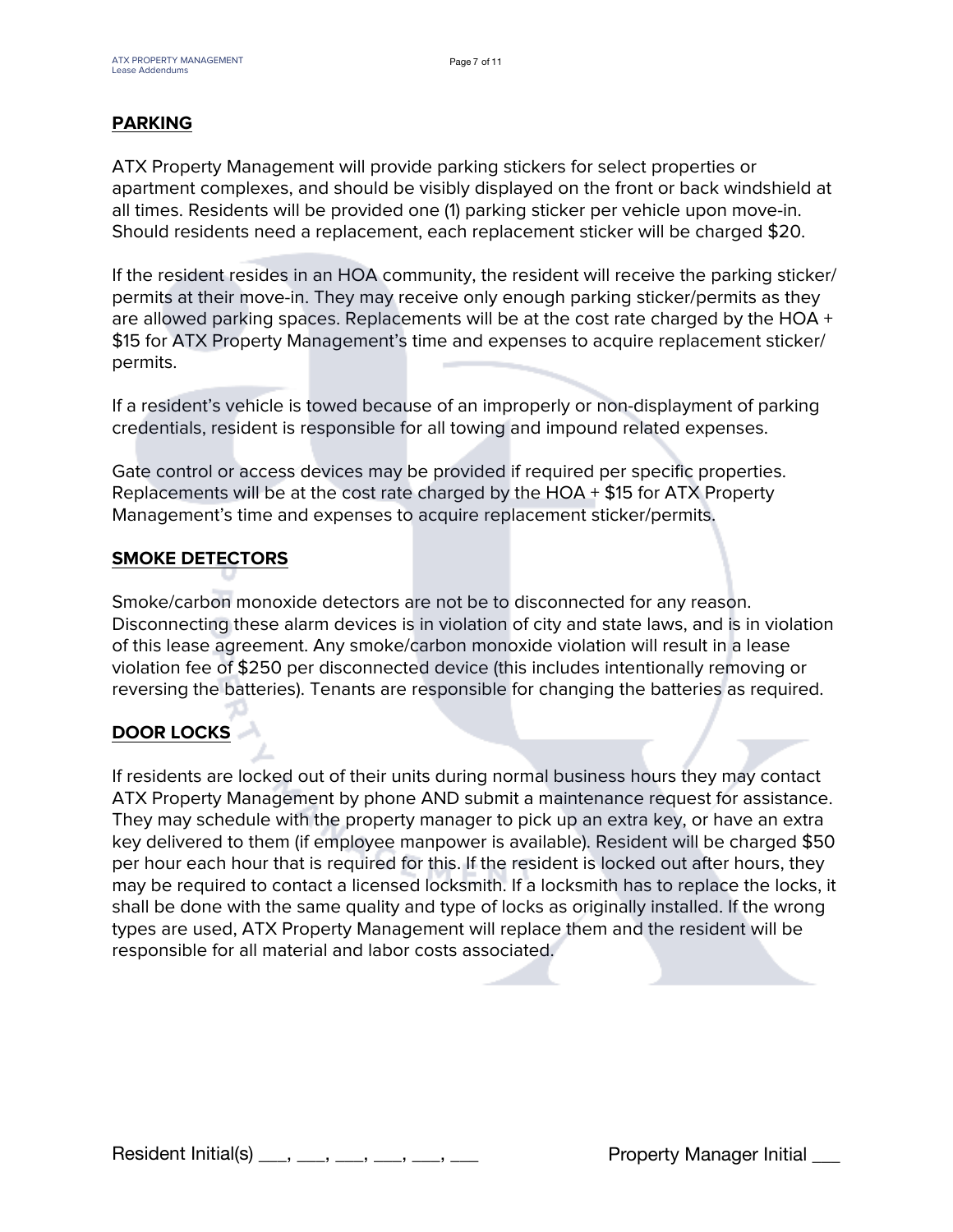## PARKING

ATX Property Management will provide parking stickers for select properties or apartment complexes, and should be visibly displayed on the front or back windshield at all times. Residents will be provided one (1) parking sticker per vehicle upon move-in. Should residents need a replacement, each replacement sticker will be charged $20.

If the resident resides in an HOA community, the resident will receive the parking sticker/ permits at their move-in. They may receive only enough parking sticker/permits as they are allowed parking spaces. Replacements will be at the cost rate charged by the HOA + $15 for ATX Property Management's time and expenses to acquire replacement sticker/ permits.

If a resident's vehicle is towed because of an improperly or non-displayment of parking credentials, resident is responsible for all towing and impound related expenses.

Gate control or access devices may be provided if required per specific properties. Replacements will be at the cost rate charged by the HOA + $15 for ATX Property Management's time and expenses to acquire replacement sticker/permits.

## SMOKE DETECTORS

Smoke/carbon monoxide detectors are not be to disconnected for any reason. Disconnecting these alarm devices is in violation of city and state laws, and is in violation of this lease agreement. Any smoke/carbon monoxide violation will result in a lease violation fee of $250 per disconnected device (this includes intentionally removing or reversing the batteries). Tenants are responsible for changing the batteries as required.

## DOOR LOCKS

If residents are locked out of their units during normal business hours they may contact ATX Property Management by phone AND submit a maintenance request for assistance. They may schedule with the property manager to pick up an extra key, or have an extra key delivered to them (if employee manpower is available). Resident will be charged $50 per hour each hour that is required for this. If the resident is locked out after hours, they may be required to contact a licensed locksmith. If a locksmith has to replace the locks, it shall be done with the same quality and type of locks as originally installed. If the wrong types are used, ATX Property Management will replace them and the resident will be responsible for all material and labor costs associated.

Resident Initial(s) ___, ___, ___, ___, ___, ___ Property Manager Initial ___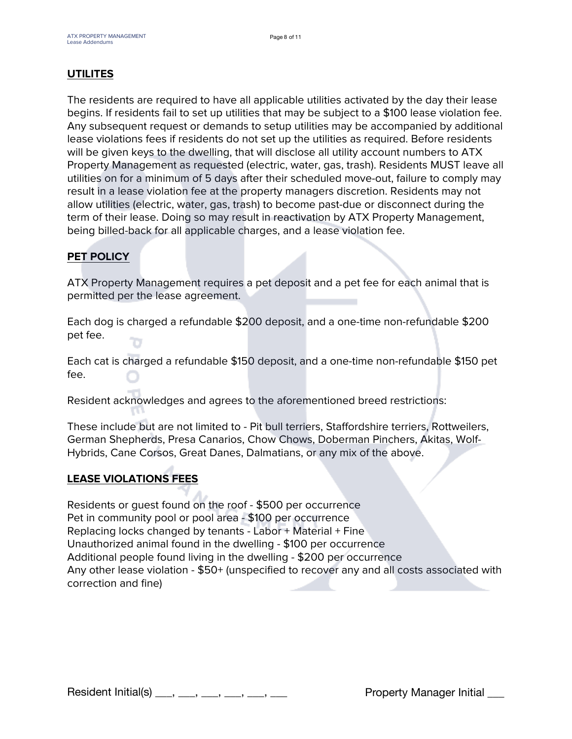## UTILITES

The residents are required to have all applicable utilities activated by the day their lease begins. If residents fail to set up utilities that may be subject to a $100 lease violation fee. Any subsequent request or demands to setup utilities may be accompanied by additional lease violations fees if residents do not set up the utilities as required. Before residents will be given keys to the dwelling, that will disclose all utility account numbers to ATX Property Management as requested (electric, water, gas, trash). Residents MUST leave all utilities on for a minimum of 5 days after their scheduled move-out, failure to comply may result in a lease violation fee at the property managers discretion. Residents may not allow utilities (electric, water, gas, trash) to become past-due or disconnect during the term of their lease. Doing so may result in reactivation by ATX Property Management, being billed-back for all applicable charges, and a lease violation fee.

## PET POLICY

ATX Property Management requires a pet deposit and a pet fee for each animal that is permitted per the lease agreement.

Each dog is charged a refundable $200 deposit, and a one-time non-refundable $200 pet fee.

Each cat is charged a refundable $150 deposit, and a one-time non-refundable $150 pet fee.

Resident acknowledges and agrees to the aforementioned breed restrictions:

These include but are not limited to - Pit bull terriers, Staffordshire terriers, Rottweilers, German Shepherds, Presa Canarios, Chow Chows, Doberman Pinchers, Akitas, Wolf-Hybrids, Cane Corsos, Great Danes, Dalmatians, or any mix of the above.

## LEASE VIOLATIONS FEES

Residents or guest found on the roof - $500 per occurrence
Pet in community pool or pool area - $100 per occurrence
Replacing locks changed by tenants - Labor + Material + Fine
Unauthorized animal found in the dwelling - $100 per occurrence
Additional people found living in the dwelling - $200 per occurrence
Any other lease violation - $50+ (unspecified to recover any and all costs associated with correction and fine)

Resident Initial(s) ___, ___, ___, ___, ___, ___ Property Manager Initial ___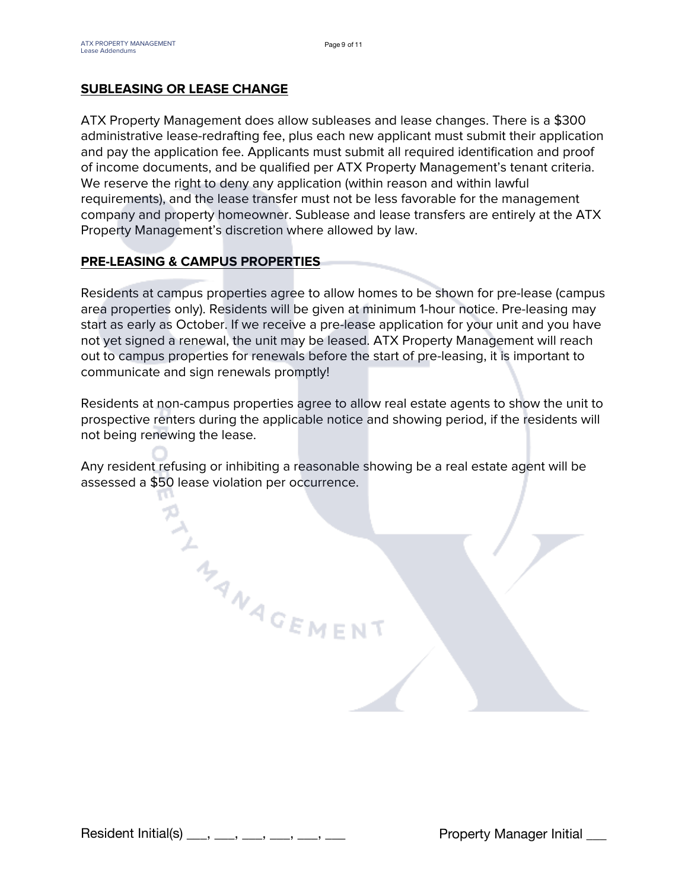## SUBLEASING OR LEASE CHANGE

ATX Property Management does allow subleases and lease changes. There is a $300 administrative lease-redrafting fee, plus each new applicant must submit their application and pay the application fee. Applicants must submit all required identification and proof of income documents, and be qualified per ATX Property Management's tenant criteria. We reserve the right to deny any application (within reason and within lawful requirements), and the lease transfer must not be less favorable for the management company and property homeowner. Sublease and lease transfers are entirely at the ATX Property Management's discretion where allowed by law.

## PRE-LEASING & CAMPUS PROPERTIES

Residents at campus properties agree to allow homes to be shown for pre-lease (campus area properties only). Residents will be given at minimum 1-hour notice. Pre-leasing may start as early as October. If we receive a pre-lease application for your unit and you have not yet signed a renewal, the unit may be leased. ATX Property Management will reach out to campus properties for renewals before the start of pre-leasing, it is important to communicate and sign renewals promptly!

Residents at non-campus properties agree to allow real estate agents to show the unit to prospective renters during the applicable notice and showing period, if the residents will not being renewing the lease.

Any resident refusing or inhibiting a reasonable showing be a real estate agent will be assessed a $50 lease violation per occurrence.

Resident Initial(s) ___, ___, ___, ___, ___, ___ Property Manager Initial ___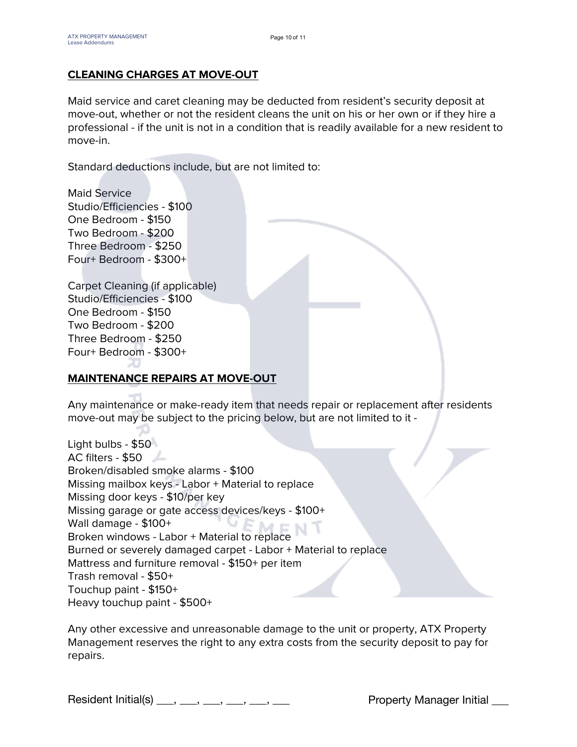## CLEANING CHARGES AT MOVE-OUT

Maid service and caret cleaning may be deducted from resident's security deposit at move-out, whether or not the resident cleans the unit on his or her own or if they hire a professional - if the unit is not in a condition that is readily available for a new resident to move-in.

Standard deductions include, but are not limited to:

Maid Service
Studio/Efficiencies - $100
One Bedroom - $150
Two Bedroom - $200
Three Bedroom - $250
Four+ Bedroom - $300+

Carpet Cleaning (if applicable)
Studio/Efficiencies - $100
One Bedroom - $150
Two Bedroom - $200
Three Bedroom - $250
Four+ Bedroom - $300+

## MAINTENANCE REPAIRS AT MOVE-OUT

Any maintenance or make-ready item that needs repair or replacement after residents move-out may be subject to the pricing below, but are not limited to it -

Light bulbs - $50
AC filters - $50
Broken/disabled smoke alarms - $100
Missing mailbox keys - Labor + Material to replace
Missing door keys - $10/per key
Missing garage or gate access devices/keys - $100+
Wall damage - $100+
Broken windows - Labor + Material to replace
Burned or severely damaged carpet - Labor + Material to replace
Mattress and furniture removal - $150+ per item
Trash removal - $50+
Touchup paint - $150+
Heavy touchup paint - $500+

Any other excessive and unreasonable damage to the unit or property, ATX Property Management reserves the right to any extra costs from the security deposit to pay for repairs.

Resident Initial(s) ___, ___, ___, ___, ___, ___ Property Manager Initial ___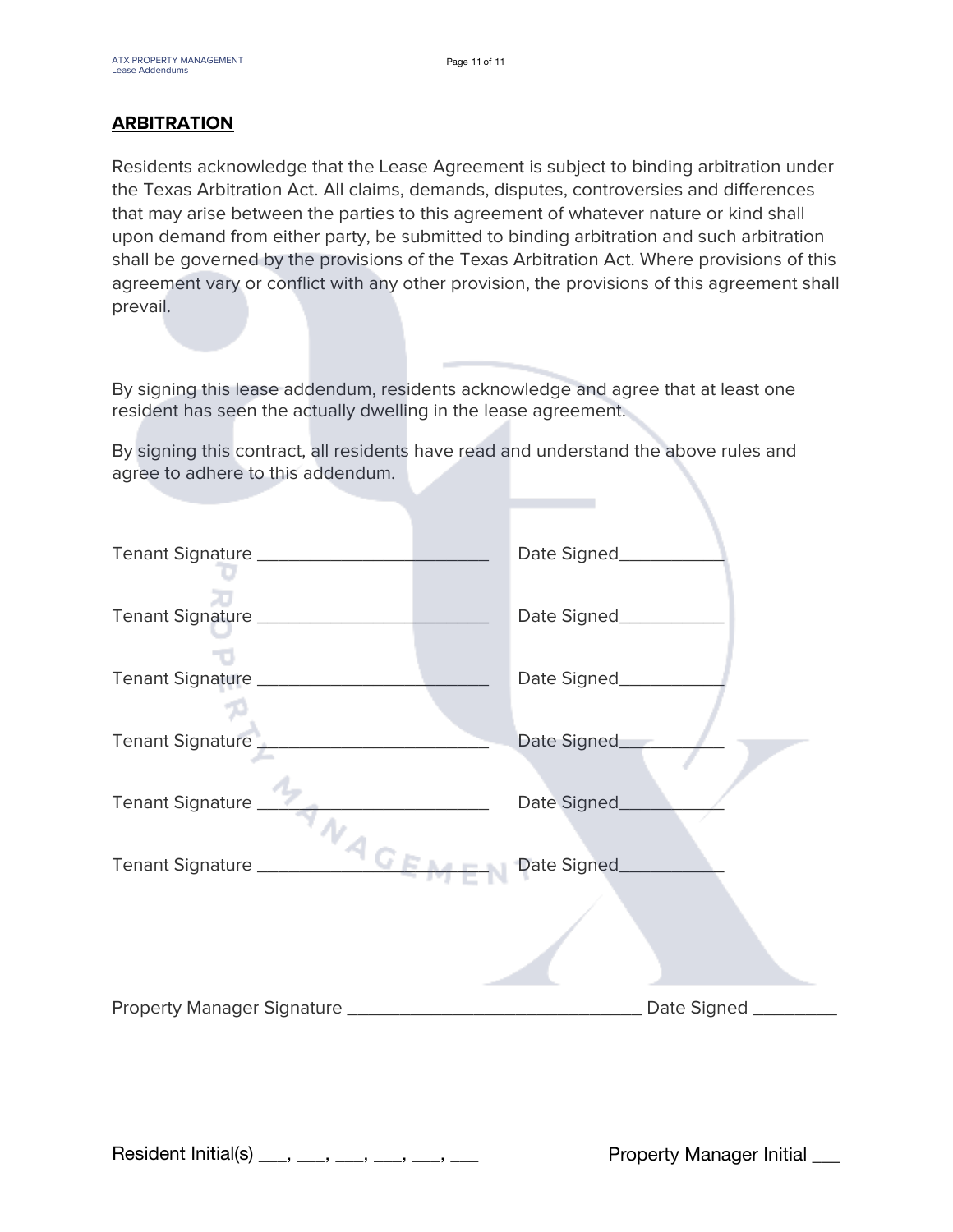## ARBITRATION

Residents acknowledge that the Lease Agreement is subject to binding arbitration under the Texas Arbitration Act. All claims, demands, disputes, controversies and differences that may arise between the parties to this agreement of whatever nature or kind shall upon demand from either party, be submitted to binding arbitration and such arbitration shall be governed by the provisions of the Texas Arbitration Act. Where provisions of this agreement vary or conflict with any other provision, the provisions of this agreement shall prevail.

By signing this lease addendum, residents acknowledge and agree that at least one resident has seen the actually dwelling in the lease agreement.

By signing this contract, all residents have read and understand the above rules and agree to adhere to this addendum.

Tenant Signature ________________________ Date Signed___________

Tenant Signature ________________________ Date Signed___________

Tenant Signature ________________________ Date Signed___________

Tenant Signature ________________________ Date Signed___________

Tenant Signature ________________________ Date Signed___________

Tenant Signature ________________________ Date Signed___________

Property Manager Signature _______________________________ Date Signed _________

Resident Initial(s) ___, ___, ___, ___, ___, ___ Property Manager Initial ___